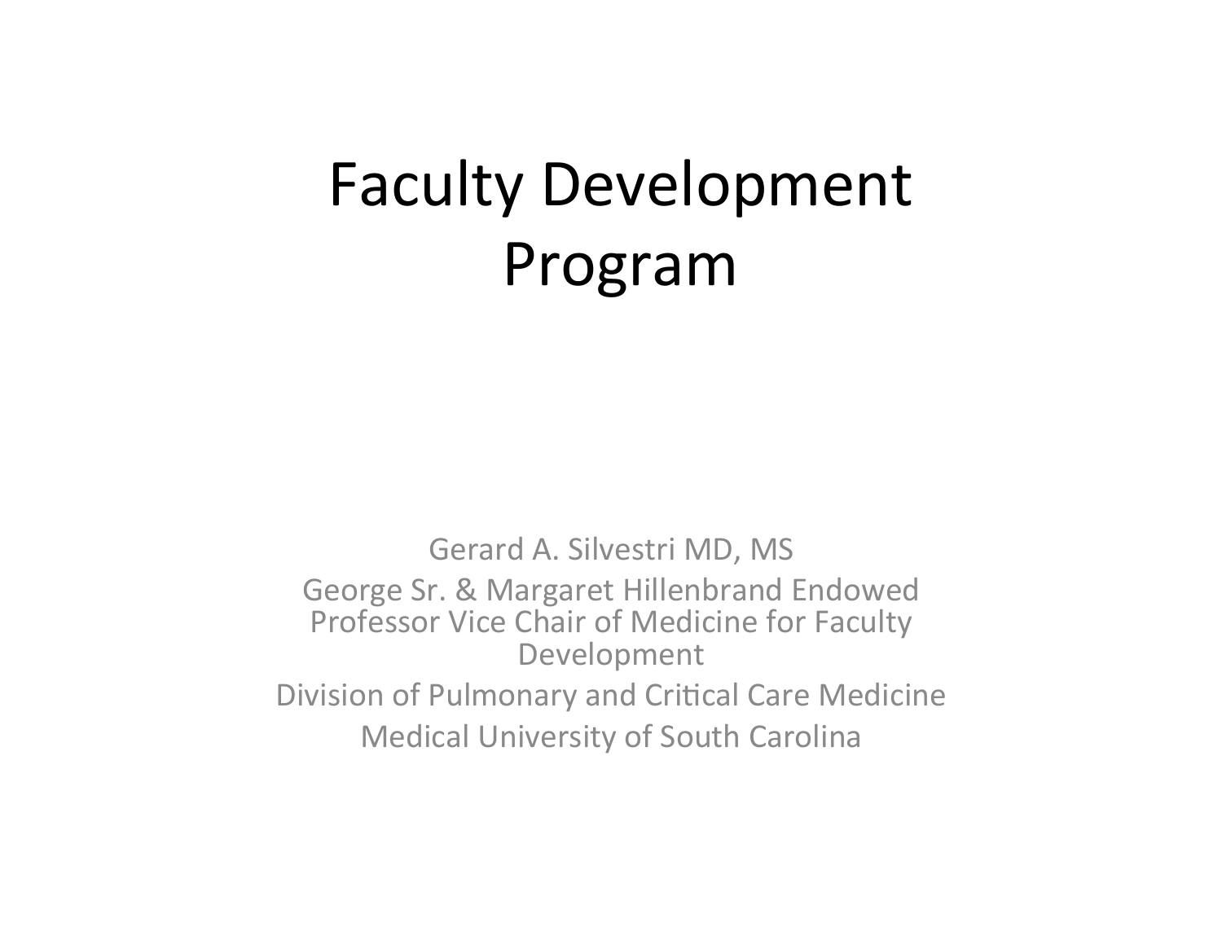# Faculty Development Program

Gerard A. Silvestri MD, MS

George Sr. & Margaret Hillenbrand Endowed Professor Vice Chair of Medicine for Faculty Development

Division of Pulmonary and Critical Care Medicine

Medical University of South Carolina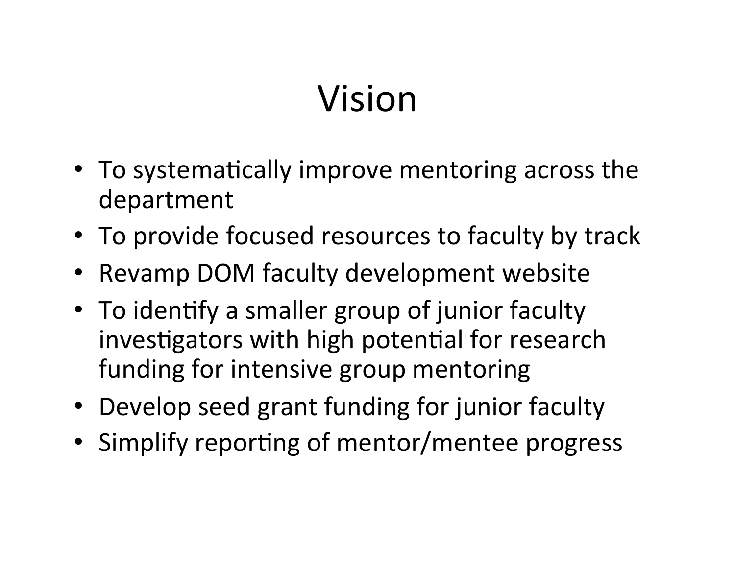# Vision

- To systematically improve mentoring across the department
- To provide focused resources to faculty by track
- Revamp DOM faculty development website
- To identify a smaller group of junior faculty investigators with high potential for research funding for intensive group mentoring
- Develop seed grant funding for junior faculty
- Simplify reporting of mentor/mentee progress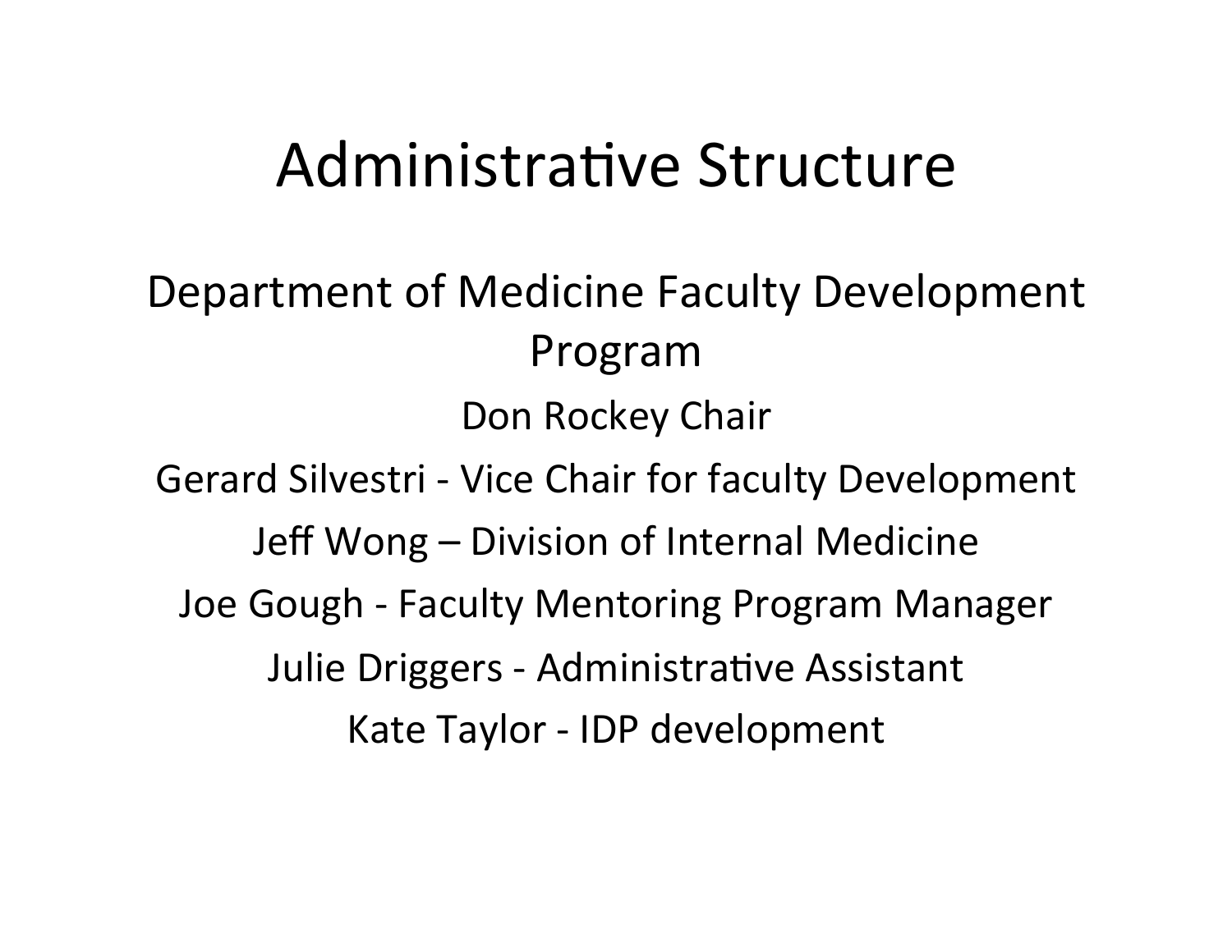# Administrative Structure

## Department of Medicine Faculty Development Program

Don Rockey Chair

Gerard Silvestri - Vice Chair for faculty Development

Jeff Wong – Division of Internal Medicine

Joe Gough - Faculty Mentoring Program Manager

Julie Driggers - Administrative Assistant

Kate Taylor - IDP development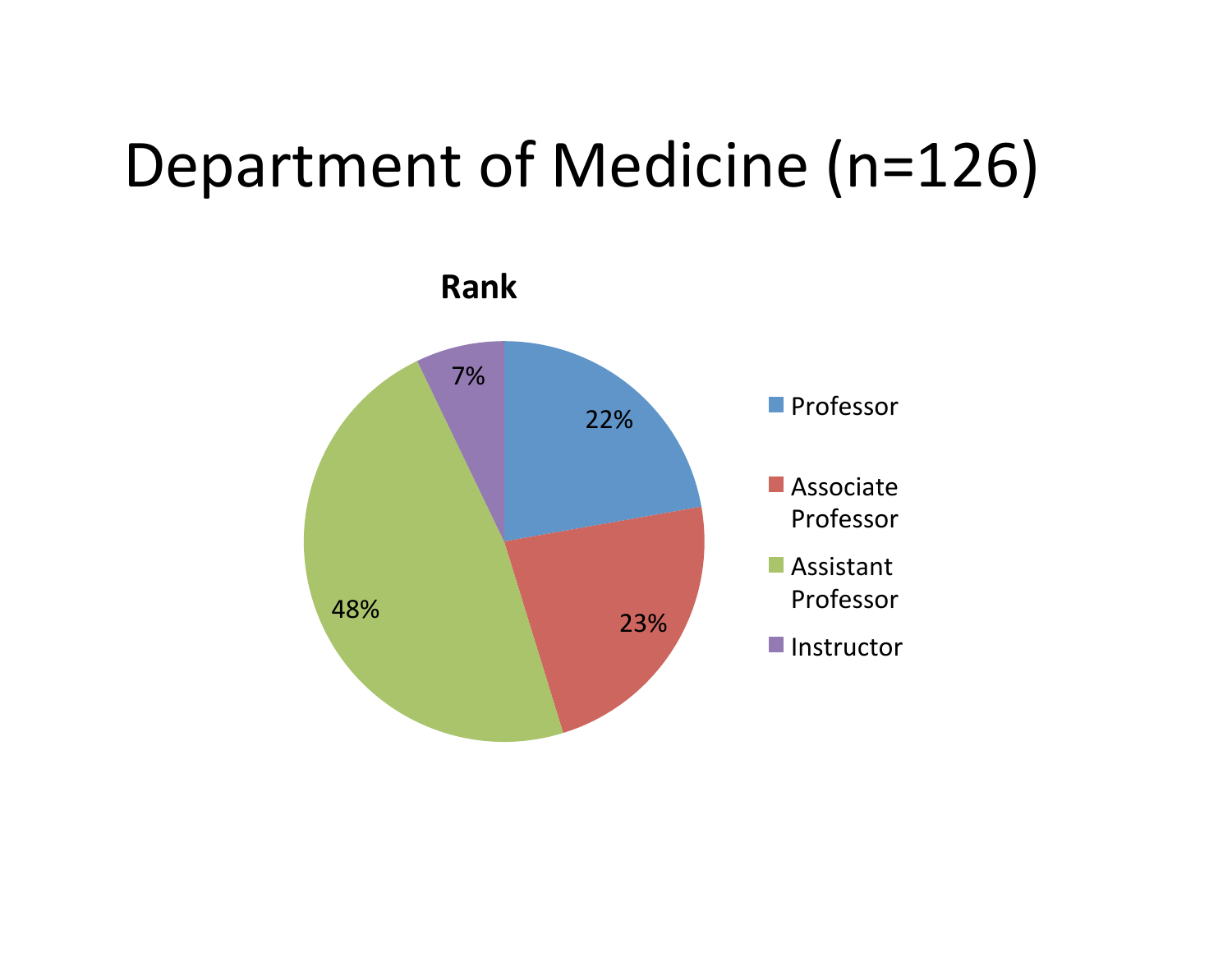# Department of Medicine (n=126)

**Rank**

| Rank | Percentage |
| --- | --- |
| Professor | 22% |
| Associate Professor | 23% |
| Assistant Professor | 48% |
| Instructor | 7% |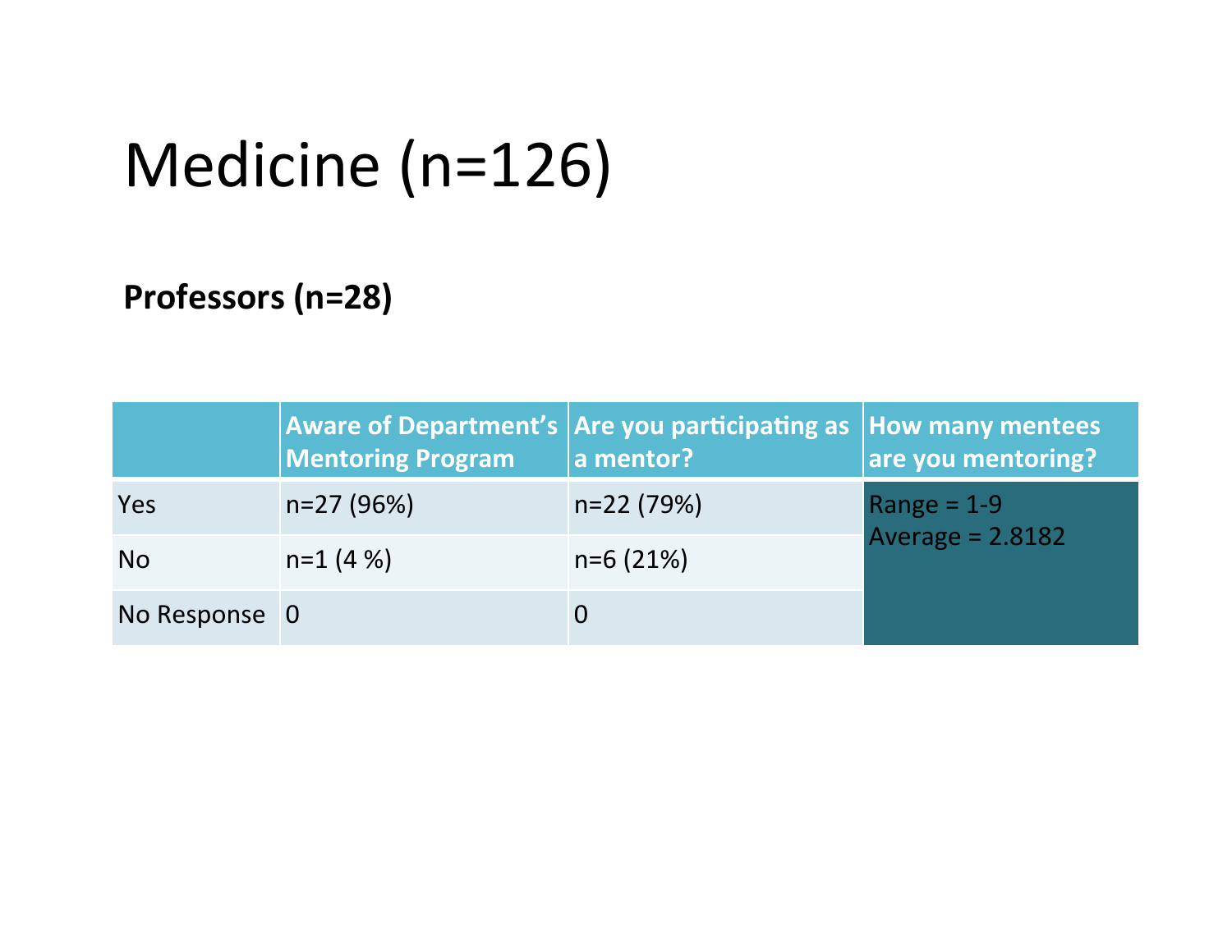# Medicine (n=126)

**Professors (n=28)**

| | Aware of Department's Mentoring Program | Are you participating as a mentor? | How many mentees are you mentoring? |
|---|---|---|---|
| Yes | n=27 (96%) | n=22 (79%) | Range = 1-9<br>Average = 2.8182 |
| No | n=1 (4 %) | n=6 (21%) | |
| No Response | 0 | 0 | |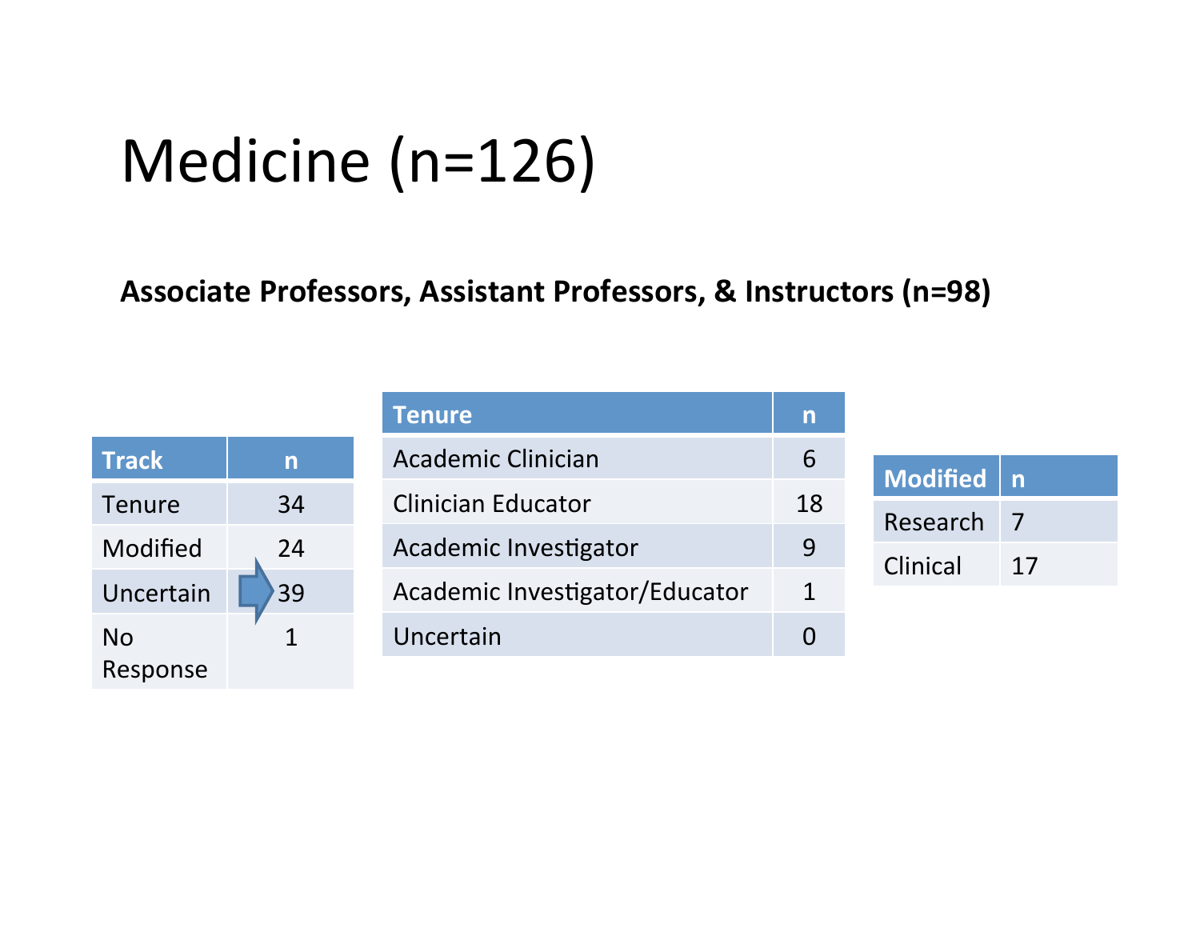# Medicine (n=126)

**Associate Professors, Assistant Professors, & Instructors (n=98)**

| Track | n |
|---|---|
| Tenure | 34 |
| Modified | 24 |
| Uncertain | 39 |
| No Response | 1 |

| Tenure | n |
|---|---|
| Academic Clinician | 6 |
| Clinician Educator | 18 |
| Academic Investigator | 9 |
| Academic Investigator/Educator | 1 |
| Uncertain | 0 |

| Modified | n |
|---|---|
| Research | 7 |
| Clinical | 17 |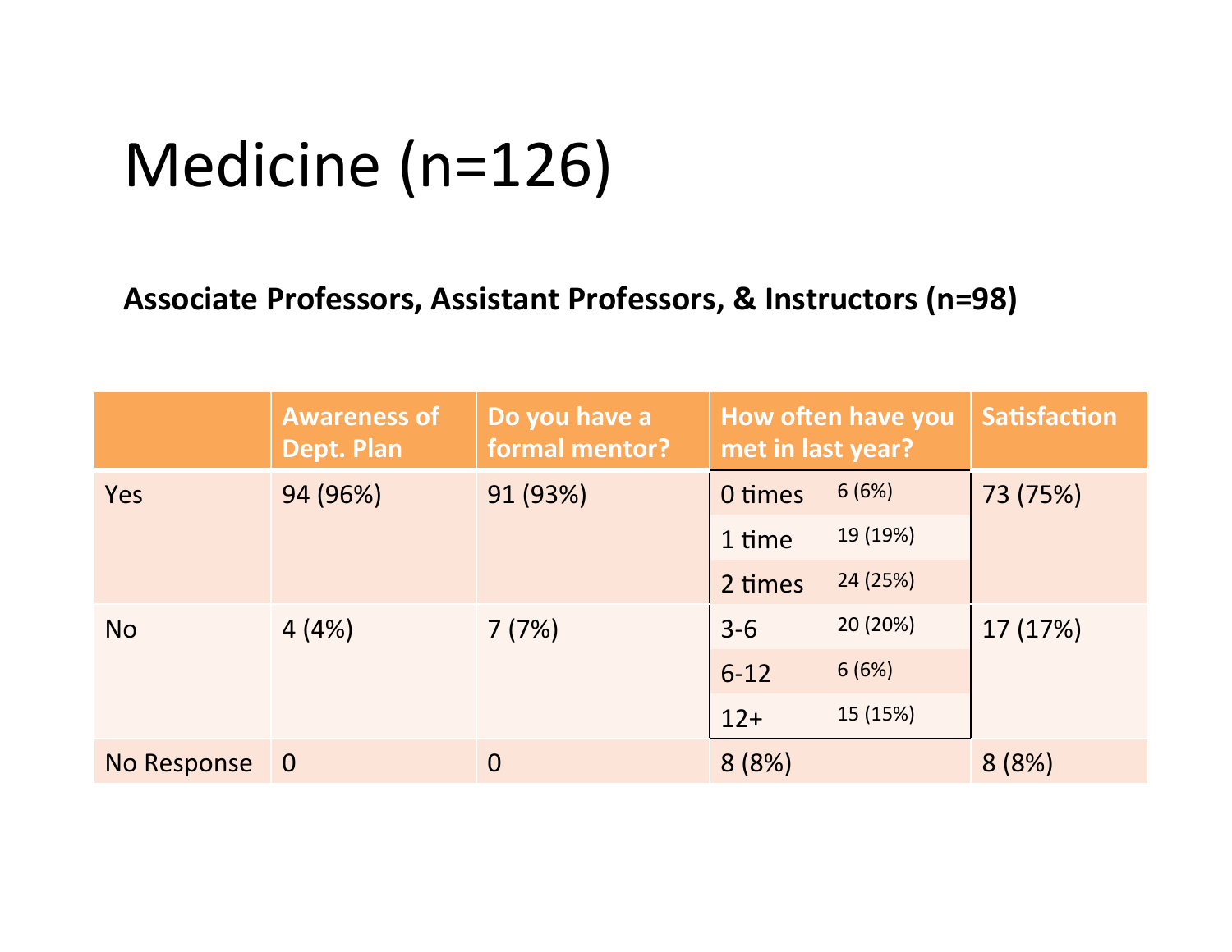# Medicine (n=126)

**Associate Professors, Assistant Professors, & Instructors (n=98)**

| | Awareness of Dept. Plan | Do you have a formal mentor? | How often have you met in last year? | | Satisfaction |
|---|---|---|---|---|---|
| Yes | 94 (96%) | 91 (93%) | 0 times | 6 (6%) | 73 (75%) |
| | | | 1 time | 19 (19%) | |
| | | | 2 times | 24 (25%) | |
| No | 4 (4%) | 7 (7%) | 3-6 | 20 (20%) | 17 (17%) |
| | | | 6-12 | 6 (6%) | |
| | | | 12+ | 15 (15%) | |
| No Response | 0 | 0 | 8 (8%) | | 8 (8%) |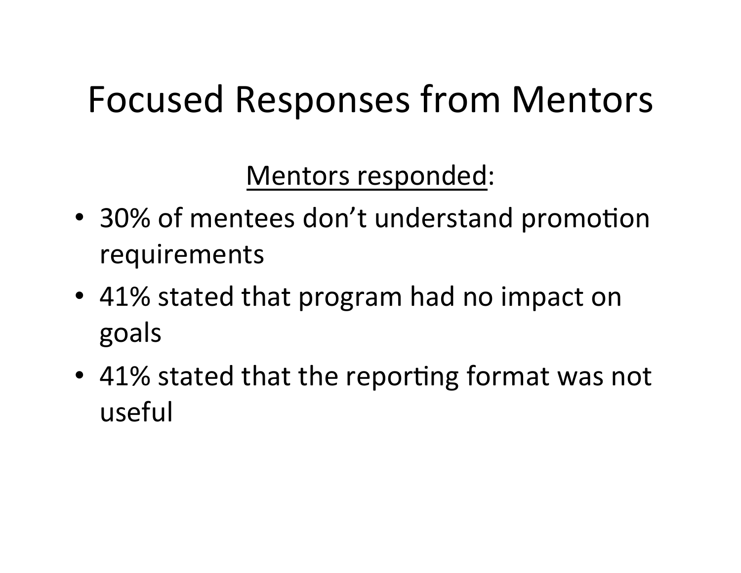# Focused Responses from Mentors

Mentors responded:

- 30% of mentees don't understand promotion requirements
- 41% stated that program had no impact on goals
- 41% stated that the reporting format was not useful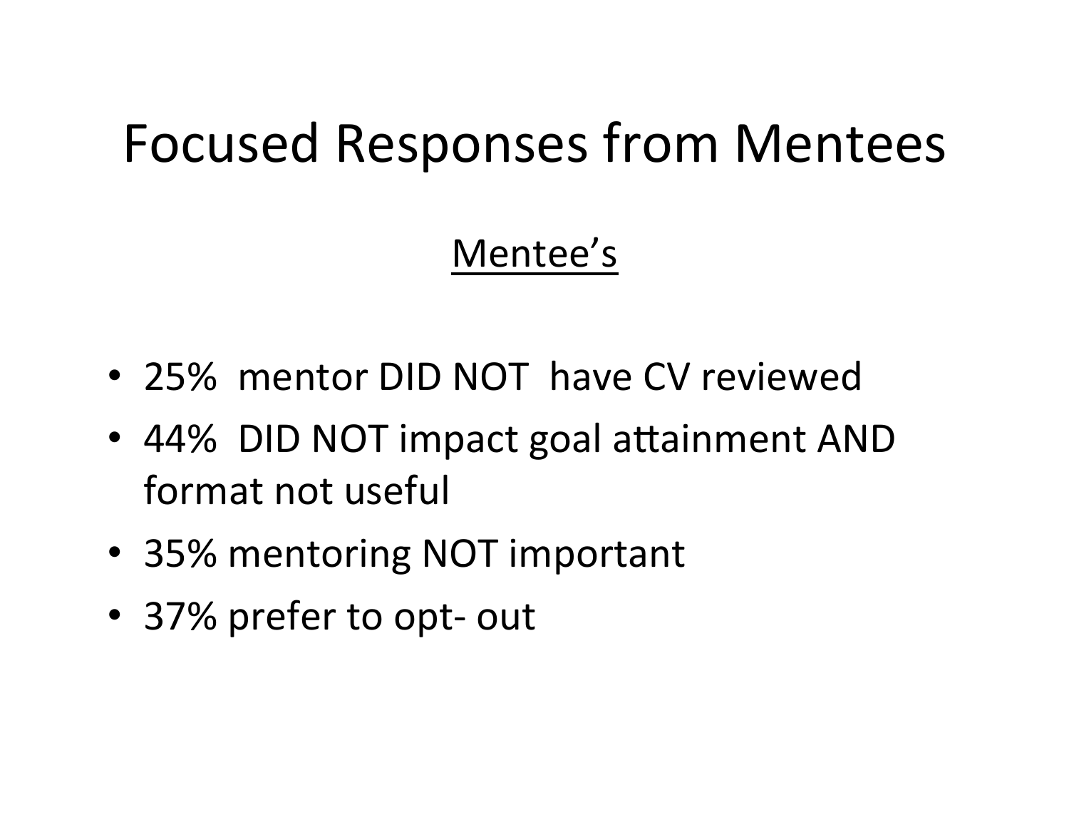# Focused Responses from Mentees

Mentee's

- 25% mentor DID NOT have CV reviewed
- 44% DID NOT impact goal attainment AND format not useful
- 35% mentoring NOT important
- 37% prefer to opt- out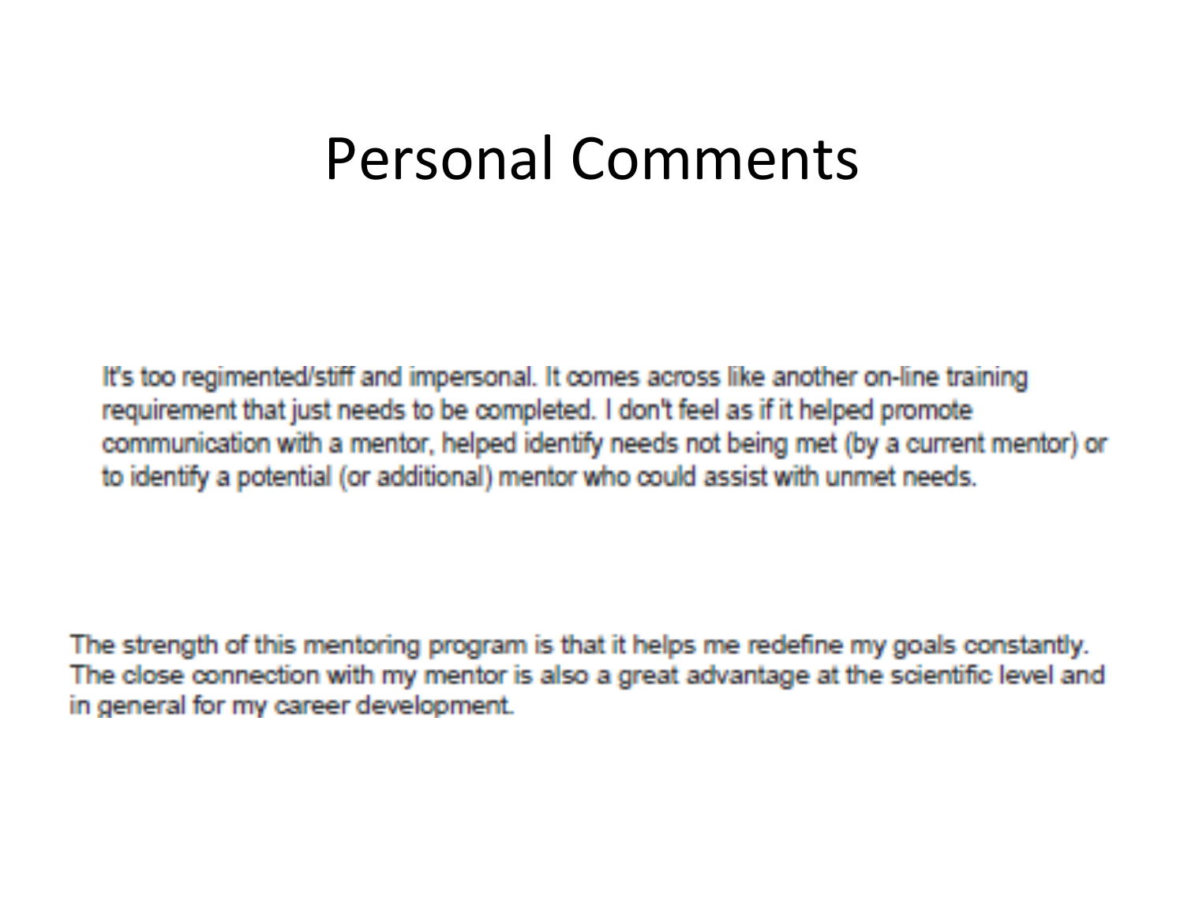# Personal Comments

It's too regimented/stiff and impersonal. It comes across like another on-line training requirement that just needs to be completed. I don't feel as if it helped promote communication with a mentor, helped identify needs not being met (by a current mentor) or to identify a potential (or additional) mentor who could assist with unmet needs.

The strength of this mentoring program is that it helps me redefine my goals constantly. The close connection with my mentor is also a great advantage at the scientific level and in general for my career development.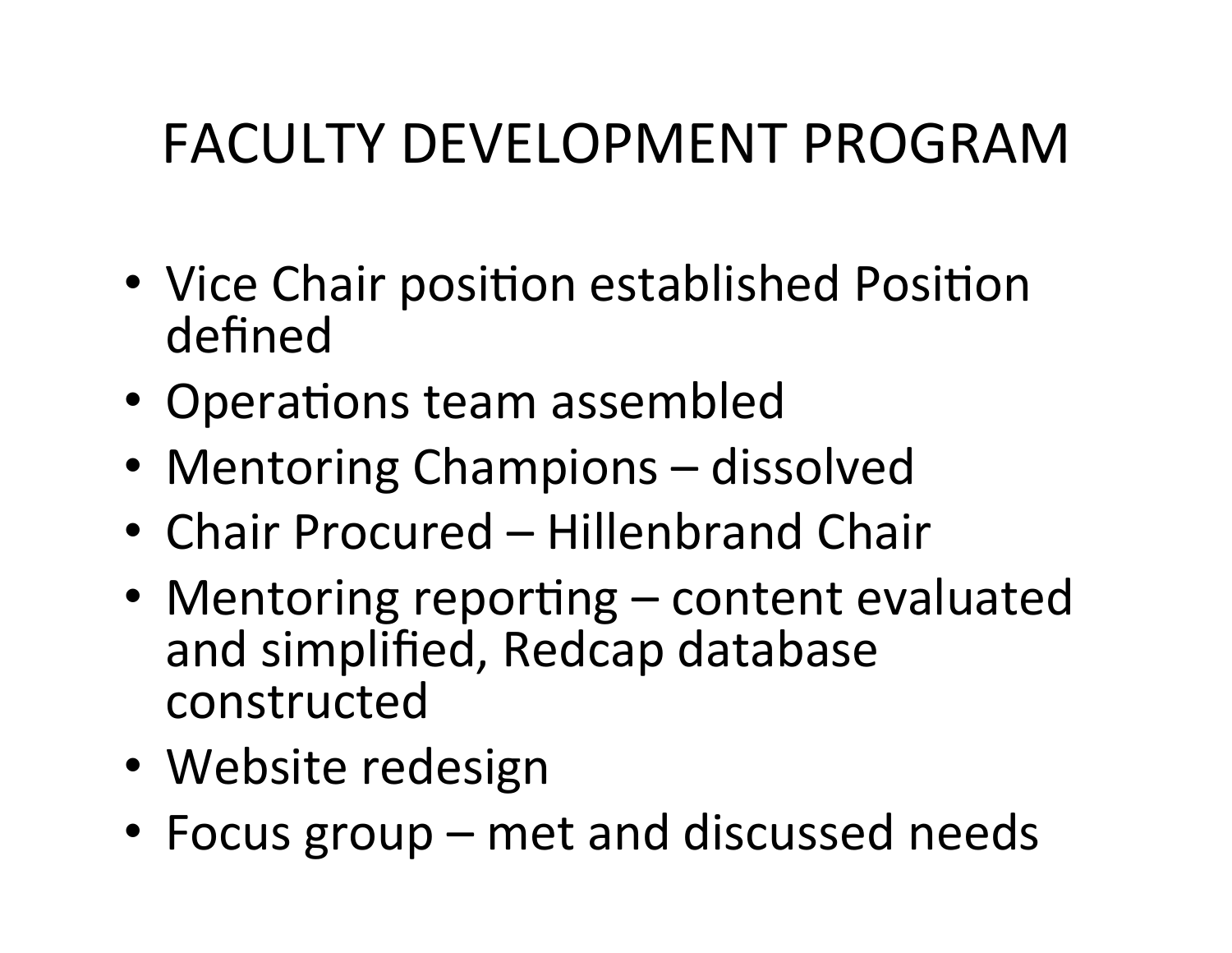# FACULTY DEVELOPMENT PROGRAM

- Vice Chair position established Position defined
- Operations team assembled
- Mentoring Champions – dissolved
- Chair Procured – Hillenbrand Chair
- Mentoring reporting – content evaluated and simplified, Redcap database constructed
- Website redesign
- Focus group – met and discussed needs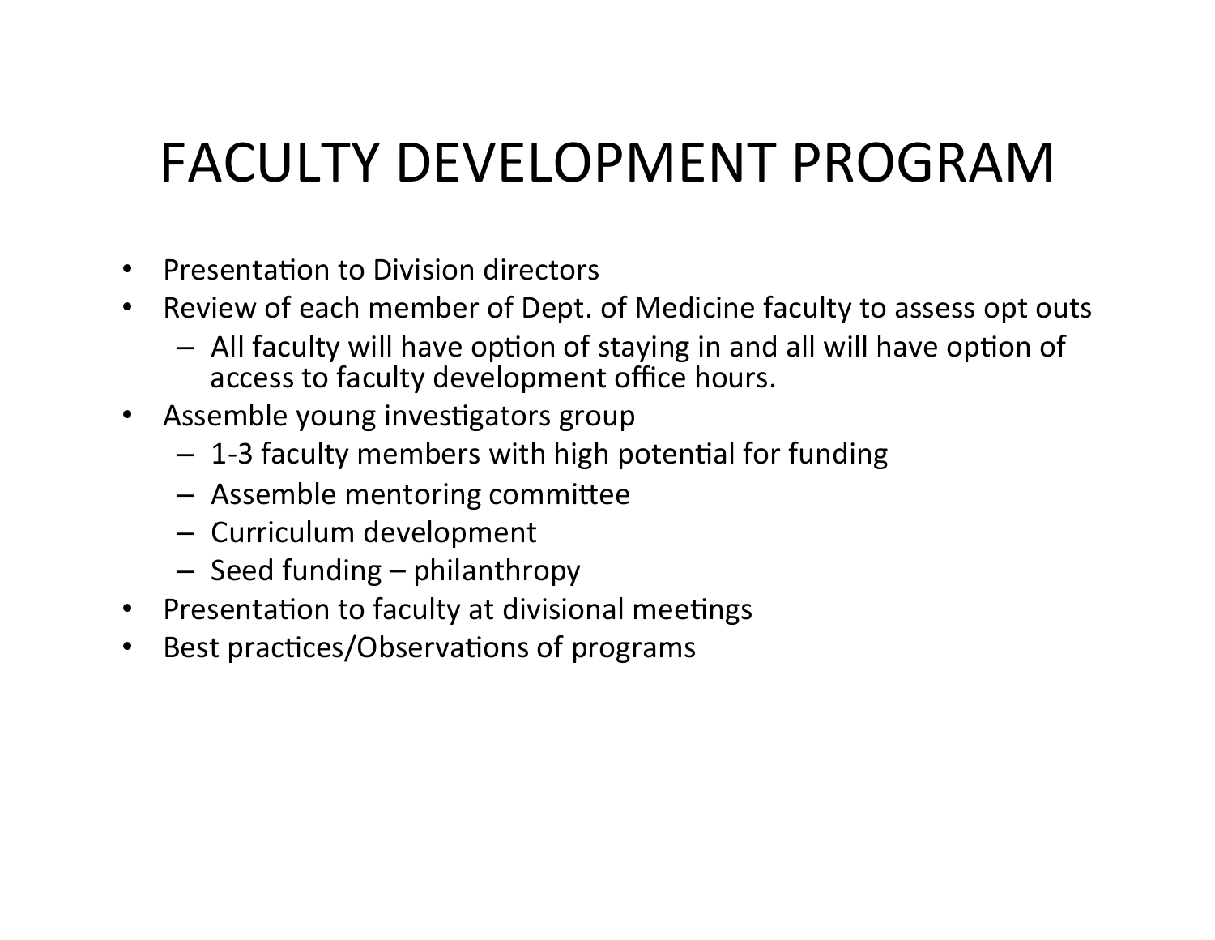# FACULTY DEVELOPMENT PROGRAM

- Presentation to Division directors
- Review of each member of Dept. of Medicine faculty to assess opt outs
  - All faculty will have option of staying in and all will have option of access to faculty development office hours.
- Assemble young investigators group
  - 1-3 faculty members with high potential for funding
  - Assemble mentoring committee
  - Curriculum development
  - Seed funding – philanthropy
- Presentation to faculty at divisional meetings
- Best practices/Observations of programs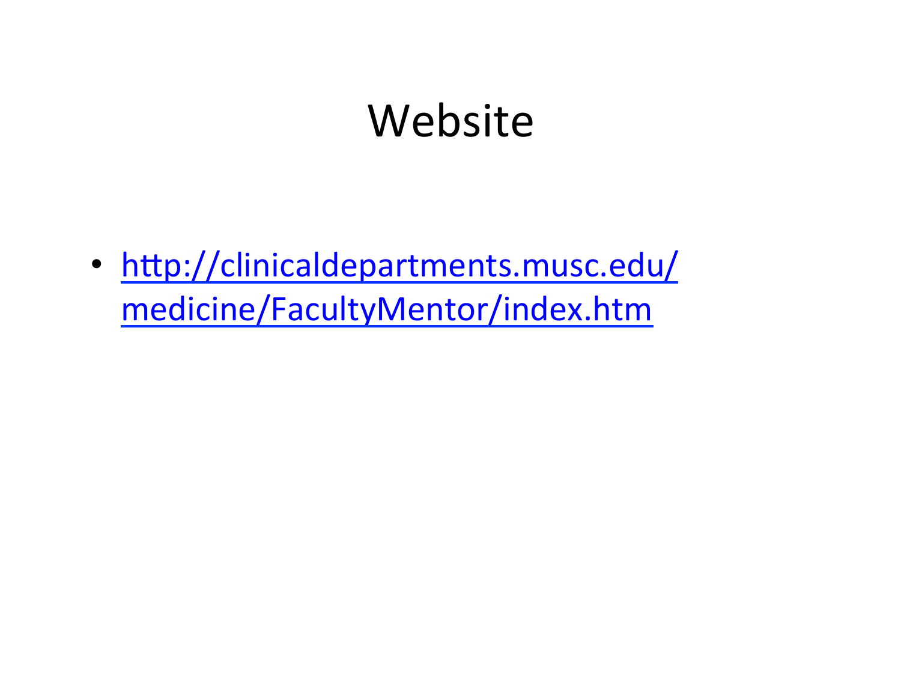# Website

- http://clinicaldepartments.musc.edu/medicine/FacultyMentor/index.htm